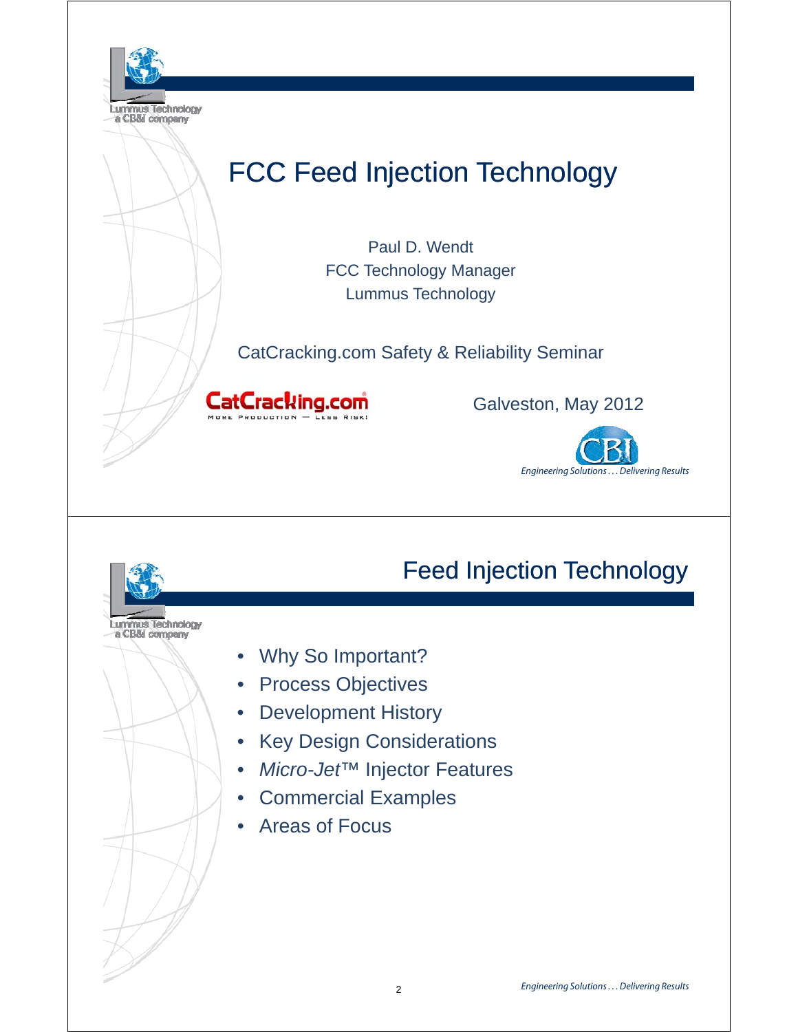# FCC Feed Injection Technology

Paul D. Wendt
FCC Technology Manager
Lummus Technology

CatCracking.com Safety & Reliability Seminar

Galveston, May 2012

## Feed Injection Technology

- Why So Important?
- Process Objectives
- Development History
- Key Design Considerations
- *Micro-Jet*™ Injector Features
- Commercial Examples
- Areas of Focus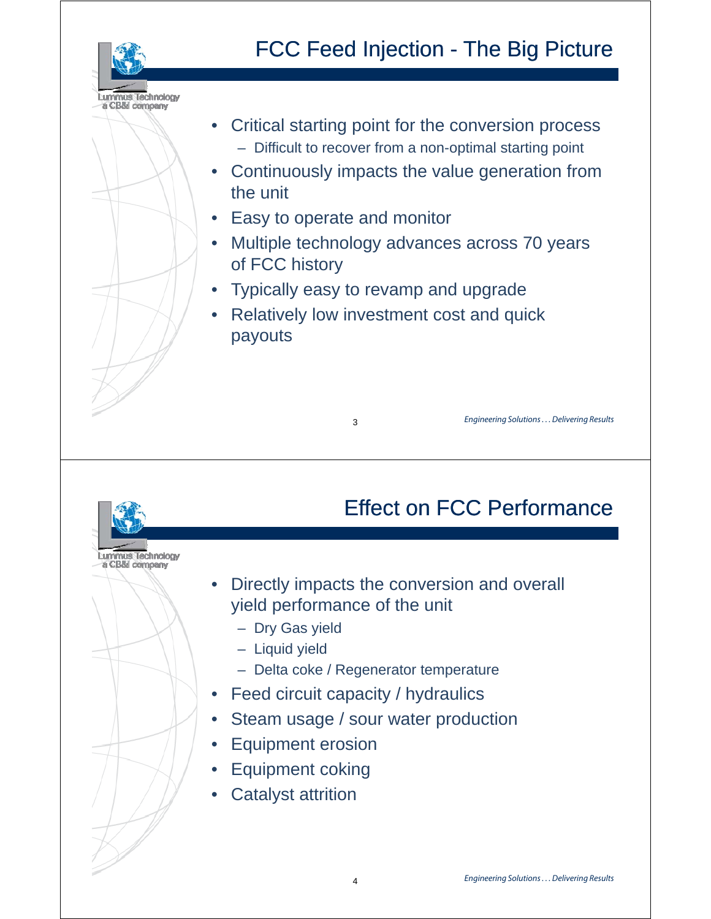## FCC Feed Injection - The Big Picture

- Critical starting point for the conversion process
  - Difficult to recover from a non-optimal starting point
- Continuously impacts the value generation from the unit
- Easy to operate and monitor
- Multiple technology advances across 70 years of FCC history
- Typically easy to revamp and upgrade
- Relatively low investment cost and quick payouts

## Effect on FCC Performance

- Directly impacts the conversion and overall yield performance of the unit
  - Dry Gas yield
  - Liquid yield
  - Delta coke / Regenerator temperature
- Feed circuit capacity / hydraulics
- Steam usage / sour water production
- Equipment erosion
- Equipment coking
- Catalyst attrition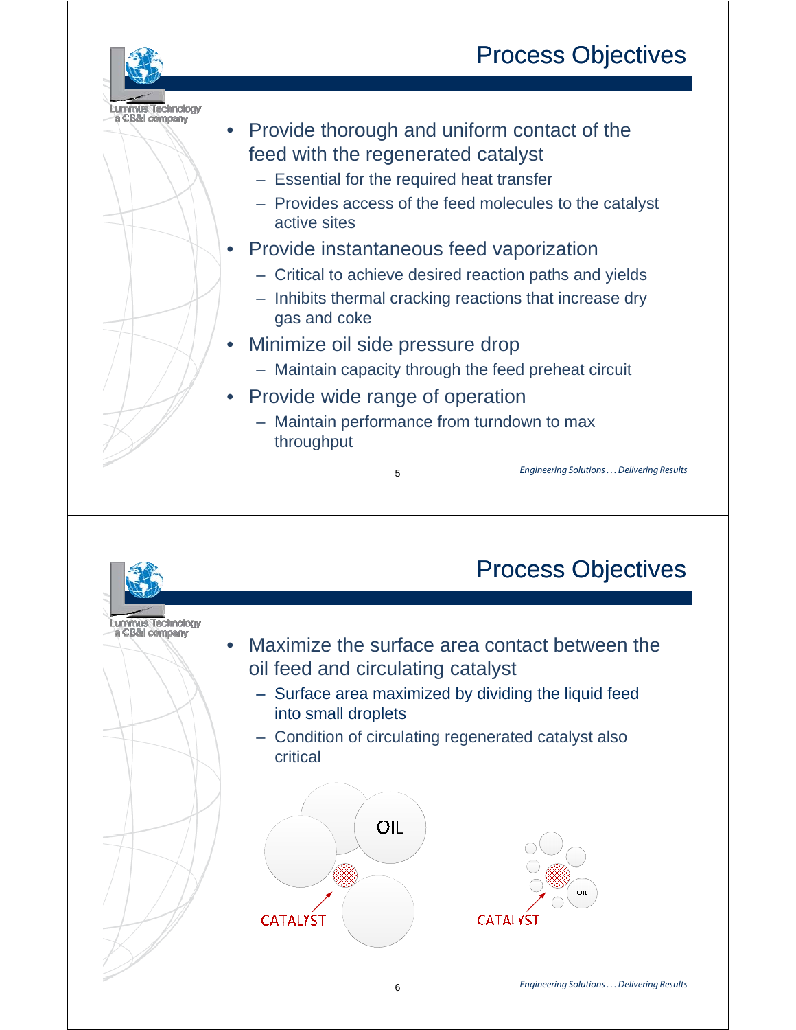# Process Objectives

- Provide thorough and uniform contact of the feed with the regenerated catalyst
  - Essential for the required heat transfer
  - Provides access of the feed molecules to the catalyst active sites
- Provide instantaneous feed vaporization
  - Critical to achieve desired reaction paths and yields
  - Inhibits thermal cracking reactions that increase dry gas and coke
- Minimize oil side pressure drop
  - Maintain capacity through the feed preheat circuit
- Provide wide range of operation
  - Maintain performance from turndown to max throughput

# Process Objectives

- Maximize the surface area contact between the oil feed and circulating catalyst
  - Surface area maximized by dividing the liquid feed into small droplets
  - Condition of circulating regenerated catalyst also critical

OIL

CATALYST

OIL

CATALYST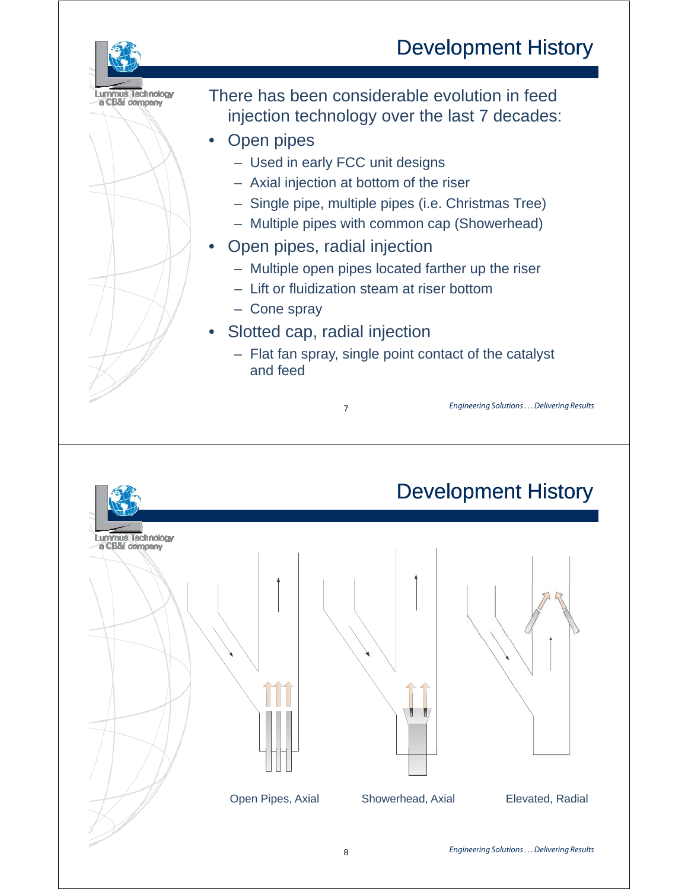# Development History

There has been considerable evolution in feed injection technology over the last 7 decades:

- Open pipes
  - Used in early FCC unit designs
  - Axial injection at bottom of the riser
  - Single pipe, multiple pipes (i.e. Christmas Tree)
  - Multiple pipes with common cap (Showerhead)
- Open pipes, radial injection
  - Multiple open pipes located farther up the riser
  - Lift or fluidization steam at riser bottom
  - Cone spray
- Slotted cap, radial injection
  - Flat fan spray, single point contact of the catalyst and feed

# Development History

Open Pipes, Axial

Showerhead, Axial

Elevated, Radial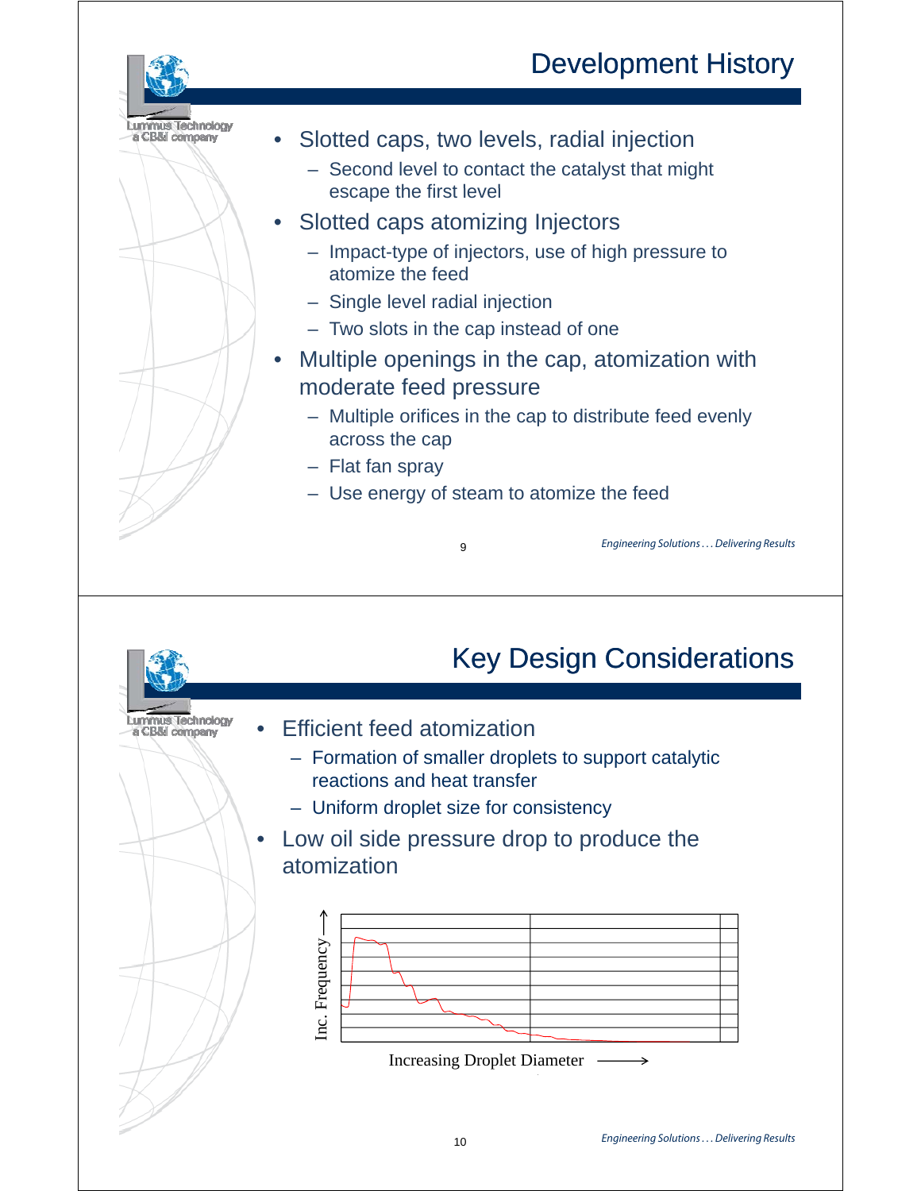## Development History

- Slotted caps, two levels, radial injection
  - Second level to contact the catalyst that might escape the first level
- Slotted caps atomizing Injectors
  - Impact-type of injectors, use of high pressure to atomize the feed
  - Single level radial injection
  - Two slots in the cap instead of one
- Multiple openings in the cap, atomization with moderate feed pressure
  - Multiple orifices in the cap to distribute feed evenly across the cap
  - Flat fan spray
  - Use energy of steam to atomize the feed

*Engineering Solutions . . . Delivering Results*

## Key Design Considerations

- Efficient feed atomization
  - Formation of smaller droplets to support catalytic reactions and heat transfer
  - Uniform droplet size for consistency
- Low oil side pressure drop to produce the atomization

Inc. Frequency ⟶

Increasing Droplet Diameter ⟶

*Engineering Solutions . . . Delivering Results*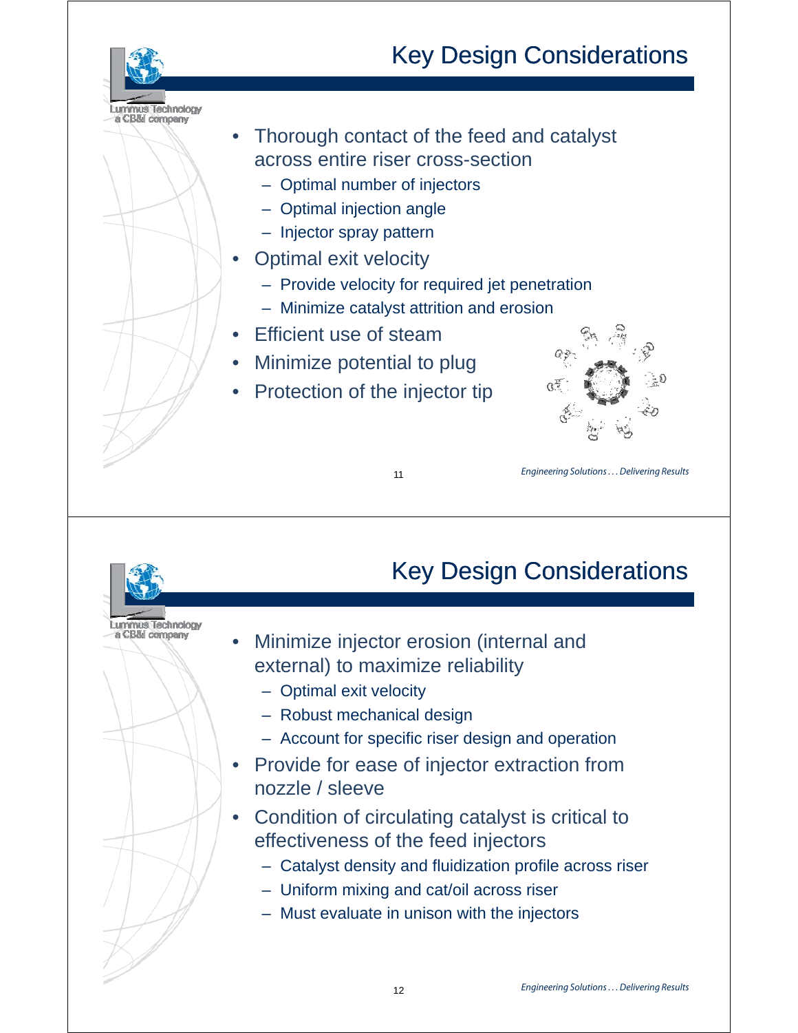## Key Design Considerations

- Thorough contact of the feed and catalyst across entire riser cross-section
  - Optimal number of injectors
  - Optimal injection angle
  - Injector spray pattern
- Optimal exit velocity
  - Provide velocity for required jet penetration
  - Minimize catalyst attrition and erosion
- Efficient use of steam
- Minimize potential to plug
- Protection of the injector tip

## Key Design Considerations

- Minimize injector erosion (internal and external) to maximize reliability
  - Optimal exit velocity
  - Robust mechanical design
  - Account for specific riser design and operation
- Provide for ease of injector extraction from nozzle / sleeve
- Condition of circulating catalyst is critical to effectiveness of the feed injectors
  - Catalyst density and fluidization profile across riser
  - Uniform mixing and cat/oil across riser
  - Must evaluate in unison with the injectors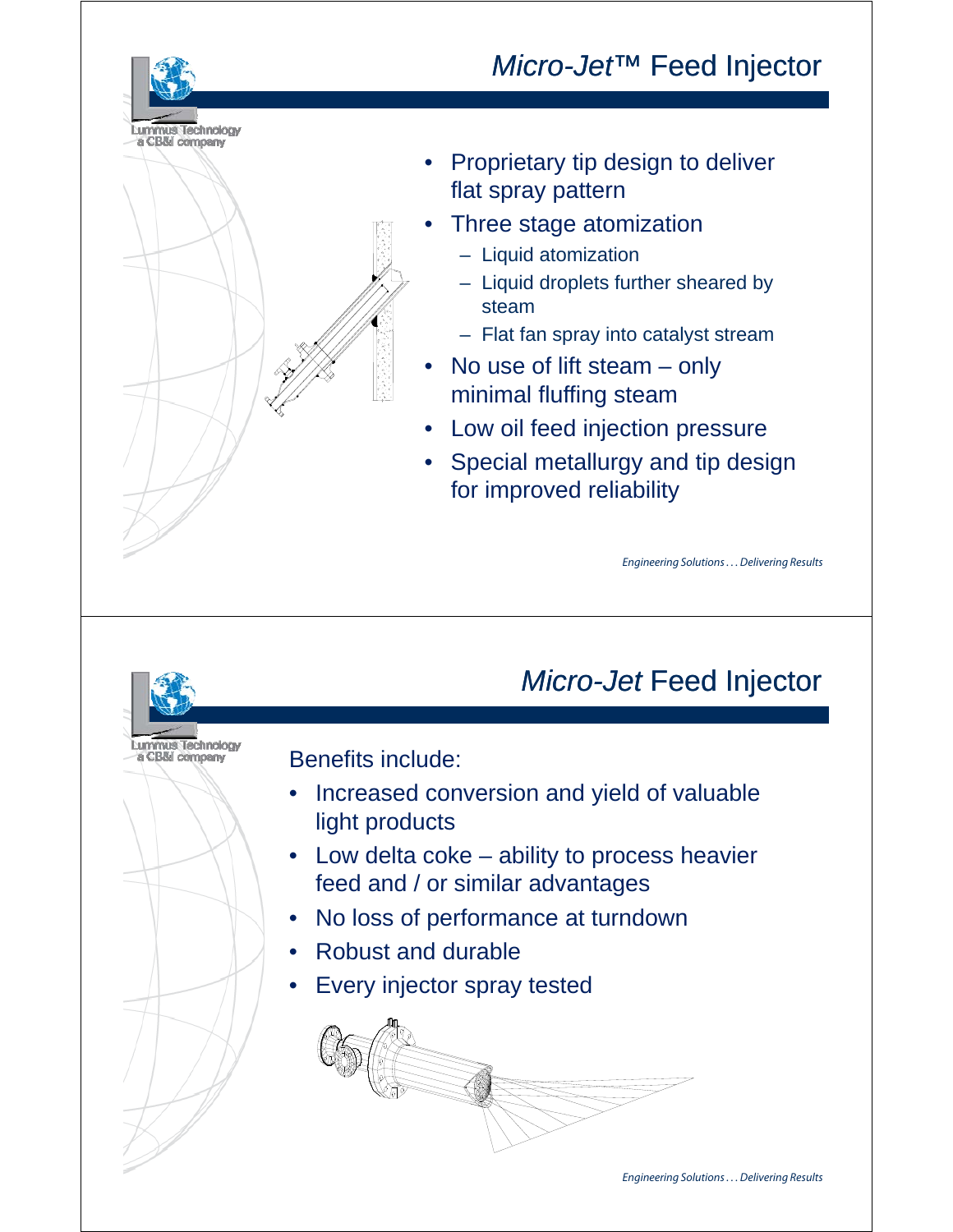# *Micro-Jet*™ Feed Injector

- Proprietary tip design to deliver flat spray pattern
- Three stage atomization
  - Liquid atomization
  - Liquid droplets further sheared by steam
  - Flat fan spray into catalyst stream
- No use of lift steam – only minimal fluffing steam
- Low oil feed injection pressure
- Special metallurgy and tip design for improved reliability

# *Micro-Jet* Feed Injector

Benefits include:

- Increased conversion and yield of valuable light products
- Low delta coke – ability to process heavier feed and / or similar advantages
- No loss of performance at turndown
- Robust and durable
- Every injector spray tested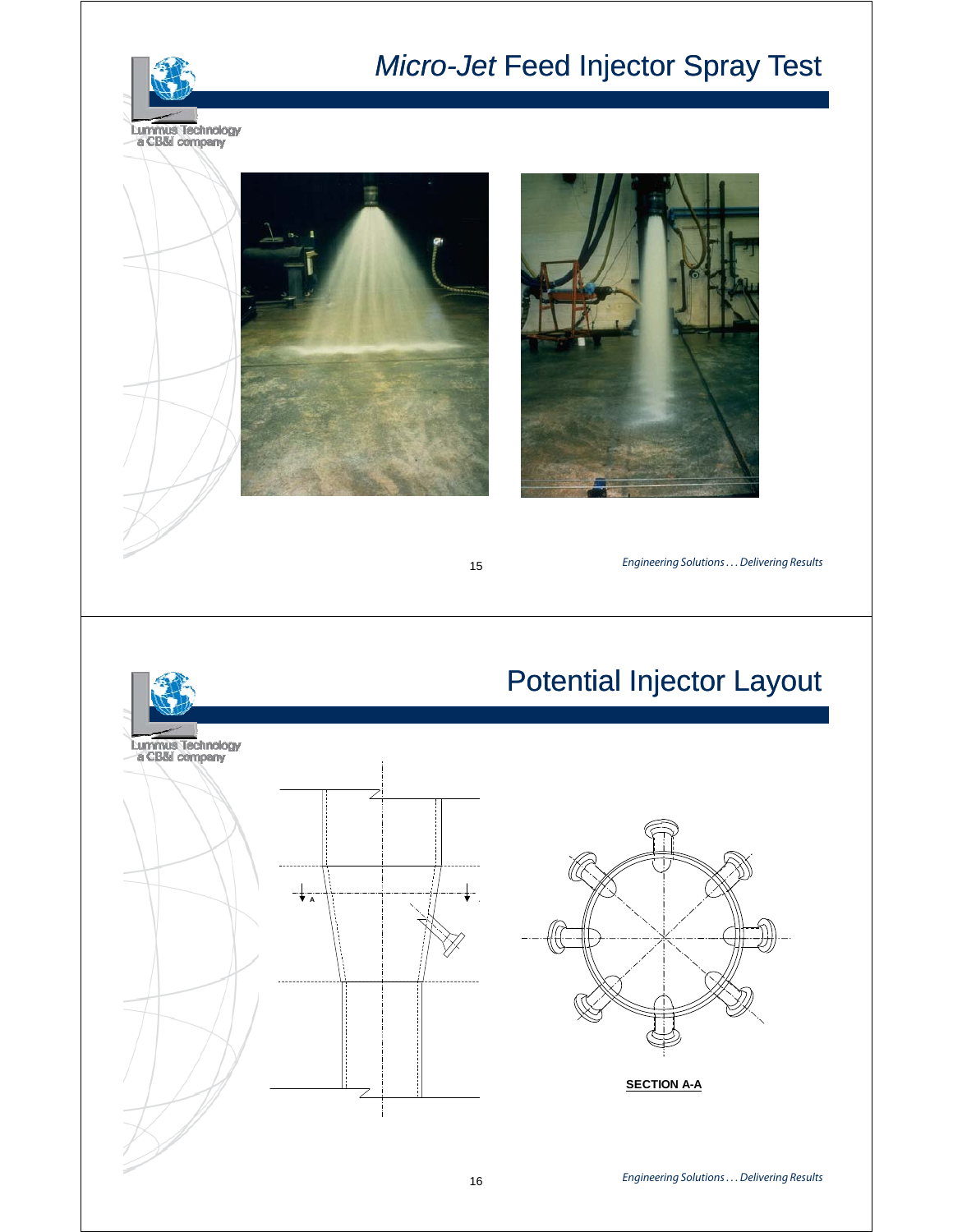# *Micro-Jet* Feed Injector Spray Test

# Potential Injector Layout

SECTION A-A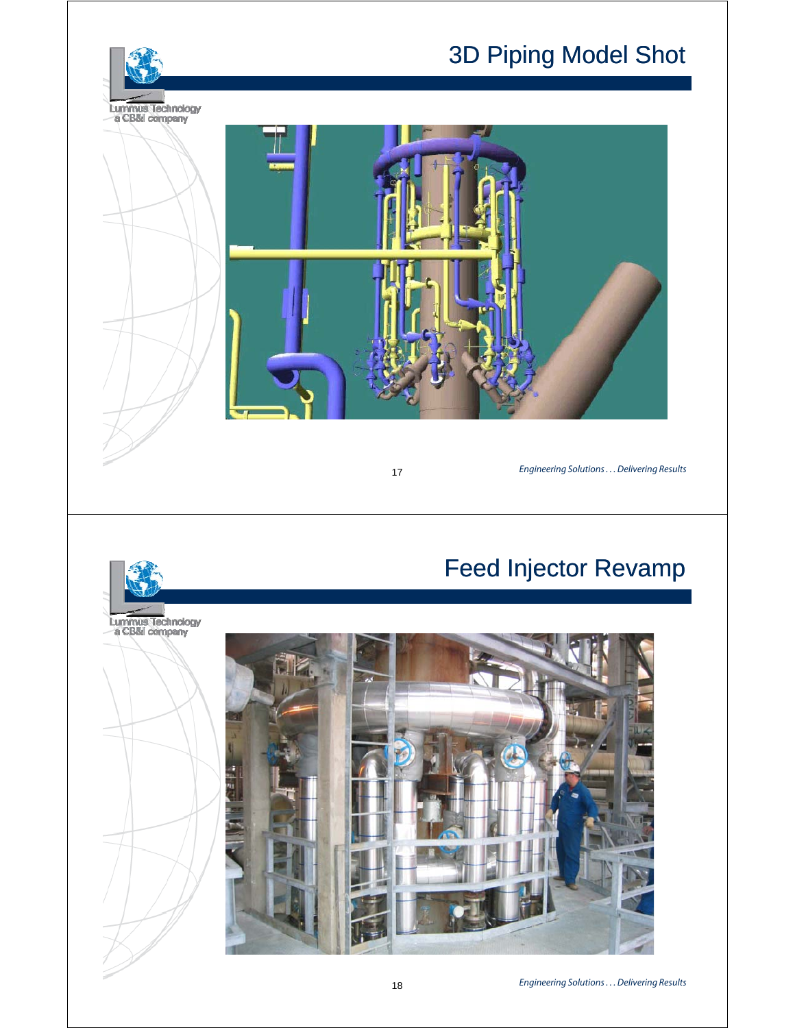# 3D Piping Model Shot

# Feed Injector Revamp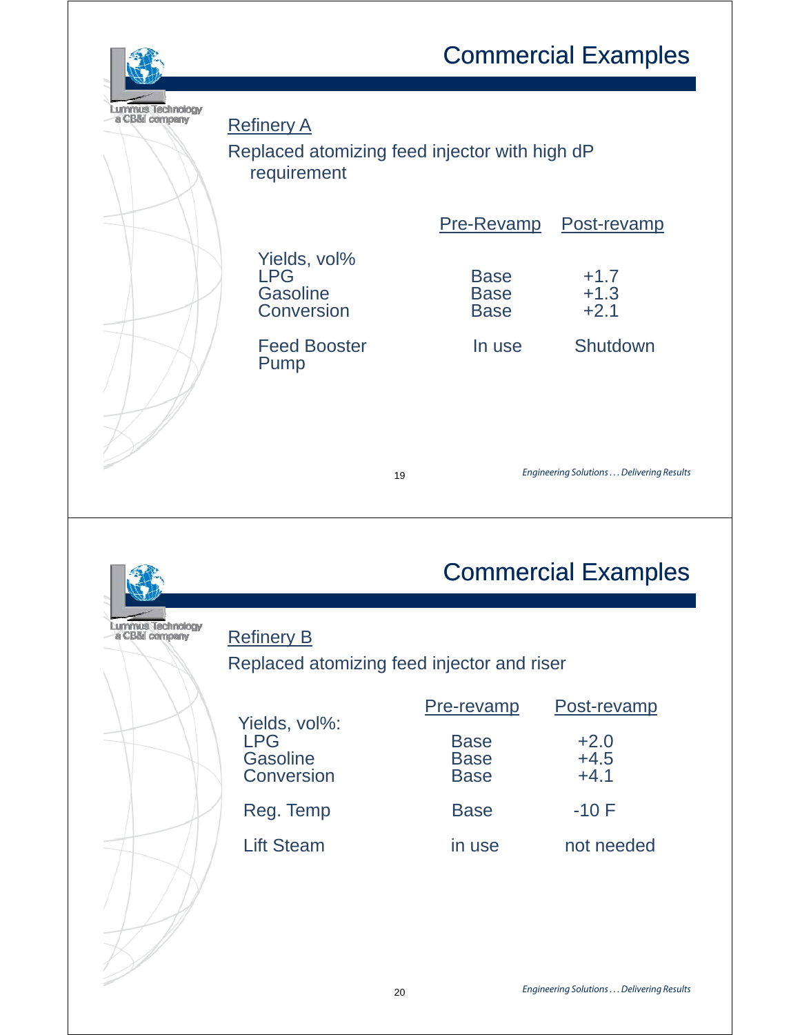## Commercial Examples

Refinery A

Replaced atomizing feed injector with high dP requirement

| | Pre-Revamp | Post-revamp |
|---|---|---|
| Yields, vol% | | |
| LPG | Base | +1.7 |
| Gasoline | Base | +1.3 |
| Conversion | Base | +2.1 |
| Feed Booster Pump | In use | Shutdown |

## Commercial Examples

Refinery B

Replaced atomizing feed injector and riser

| | Pre-revamp | Post-revamp |
|---|---|---|
| Yields, vol%: | | |
| LPG | Base | +2.0 |
| Gasoline | Base | +4.5 |
| Conversion | Base | +4.1 |
| Reg. Temp | Base | -10 F |
| Lift Steam | in use | not needed |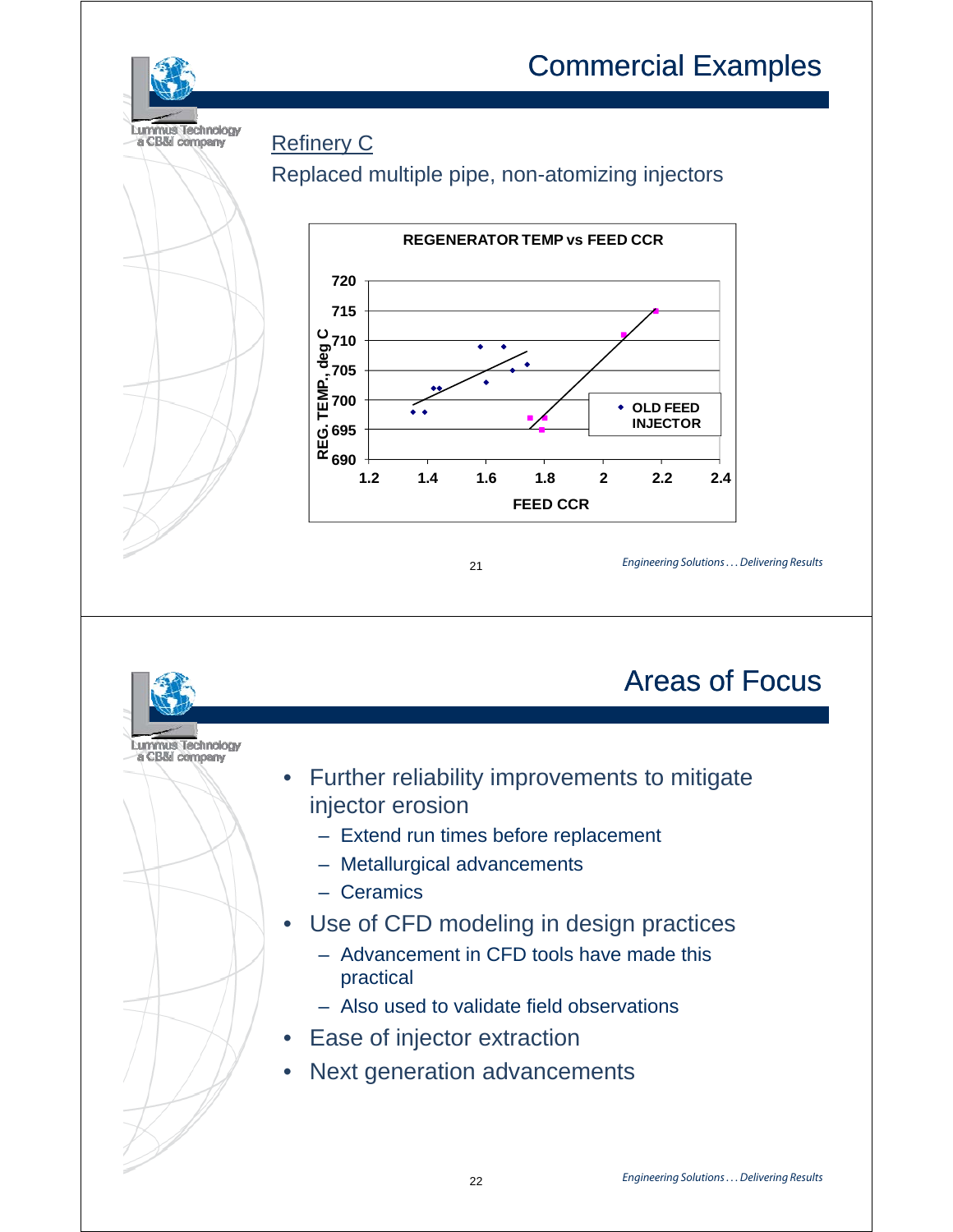# Commercial Examples

Refinery C

Replaced multiple pipe, non-atomizing injectors

**REGENERATOR TEMP vs FEED CCR**

REG. TEMP., deg C: 690, 695, 700, 705, 710, 715, 720

FEED CCR: 1.2, 1.4, 1.6, 1.8, 2, 2.2, 2.4

OLD FEED INJECTOR

# Areas of Focus

- Further reliability improvements to mitigate injector erosion
  - Extend run times before replacement
  - Metallurgical advancements
  - Ceramics
- Use of CFD modeling in design practices
  - Advancement in CFD tools have made this practical
  - Also used to validate field observations
- Ease of injector extraction
- Next generation advancements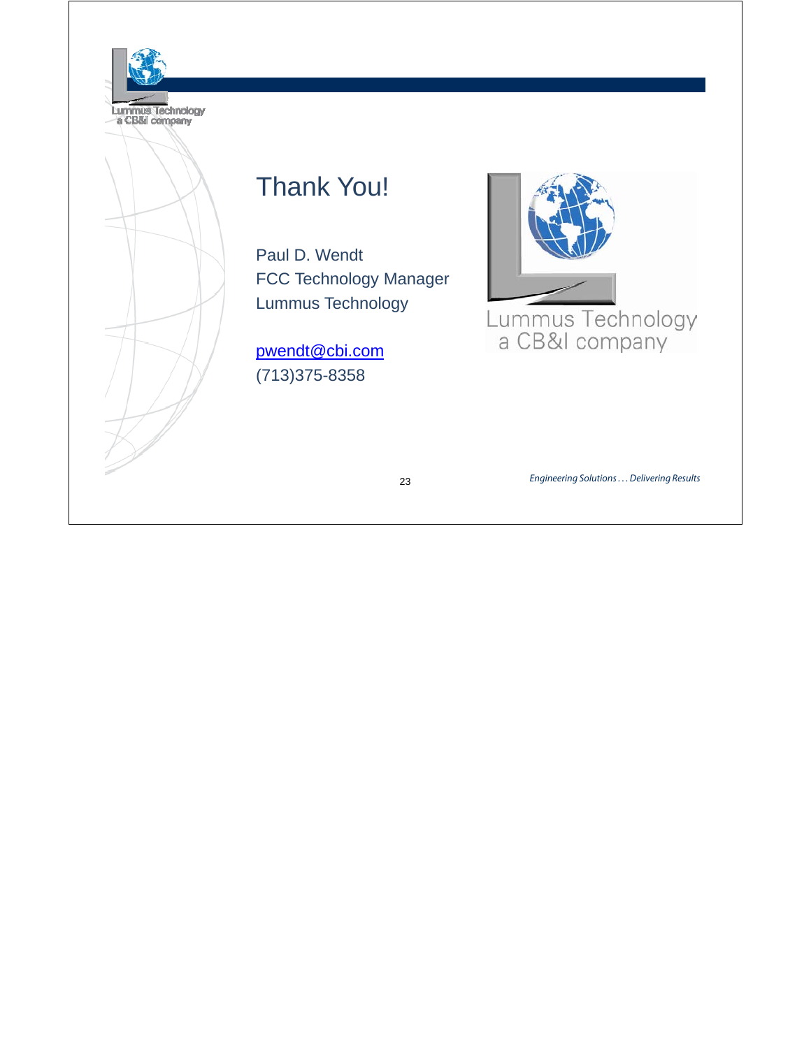# Thank You!

Paul D. Wendt
FCC Technology Manager
Lummus Technology

pwendt@cbi.com
(713)375-8358